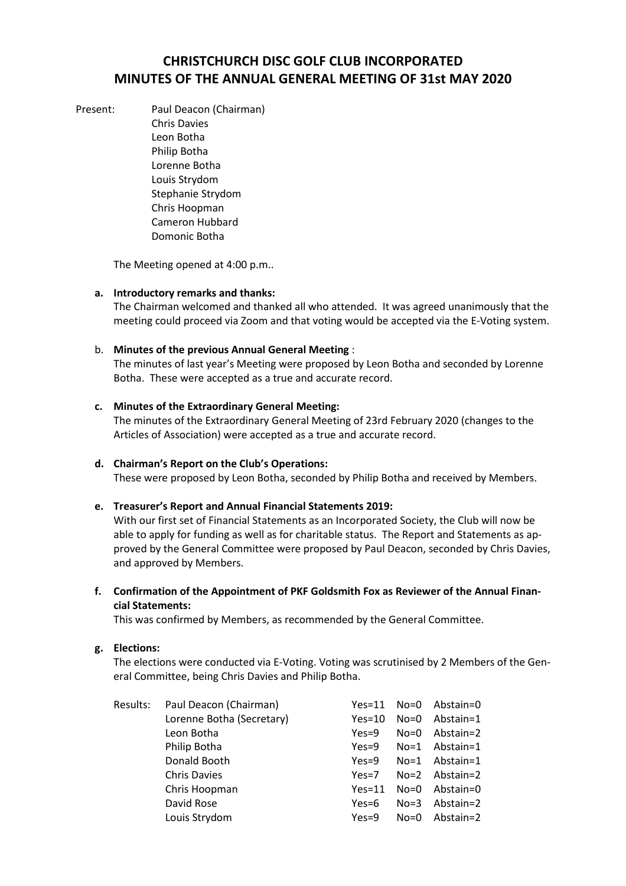# CHRISTCHURCH DISC GOLF CLUB INCORPORATED
# MINUTES OF THE ANNUAL GENERAL MEETING OF 31st MAY 2020

Present: Paul Deacon (Chairman)
Chris Davies
Leon Botha
Philip Botha
Lorenne Botha
Louis Strydom
Stephanie Strydom
Chris Hoopman
Cameron Hubbard
Domonic Botha

The Meeting opened at 4:00 p.m..

**a. Introductory remarks and thanks:**
The Chairman welcomed and thanked all who attended. It was agreed unanimously that the meeting could proceed via Zoom and that voting would be accepted via the E-Voting system.

b. **Minutes of the previous Annual General Meeting** :
The minutes of last year's Meeting were proposed by Leon Botha and seconded by Lorenne Botha. These were accepted as a true and accurate record.

**c. Minutes of the Extraordinary General Meeting:**
The minutes of the Extraordinary General Meeting of 23rd February 2020 (changes to the Articles of Association) were accepted as a true and accurate record.

**d. Chairman's Report on the Club's Operations:**
These were proposed by Leon Botha, seconded by Philip Botha and received by Members.

**e. Treasurer's Report and Annual Financial Statements 2019:**
With our first set of Financial Statements as an Incorporated Society, the Club will now be able to apply for funding as well as for charitable status. The Report and Statements as approved by the General Committee were proposed by Paul Deacon, seconded by Chris Davies, and approved by Members.

**f. Confirmation of the Appointment of PKF Goldsmith Fox as Reviewer of the Annual Financial Statements:**
This was confirmed by Members, as recommended by the General Committee.

**g. Elections:**
The elections were conducted via E-Voting. Voting was scrutinised by 2 Members of the General Committee, being Chris Davies and Philip Botha.

| | | | | |
|---|---|---|---|---|
| Results: | Paul Deacon (Chairman) | Yes=11 | No=0 | Abstain=0 |
| | Lorenne Botha (Secretary) | Yes=10 | No=0 | Abstain=1 |
| | Leon Botha | Yes=9 | No=0 | Abstain=2 |
| | Philip Botha | Yes=9 | No=1 | Abstain=1 |
| | Donald Booth | Yes=9 | No=1 | Abstain=1 |
| | Chris Davies | Yes=7 | No=2 | Abstain=2 |
| | Chris Hoopman | Yes=11 | No=0 | Abstain=0 |
| | David Rose | Yes=6 | No=3 | Abstain=2 |
| | Louis Strydom | Yes=9 | No=0 | Abstain=2 |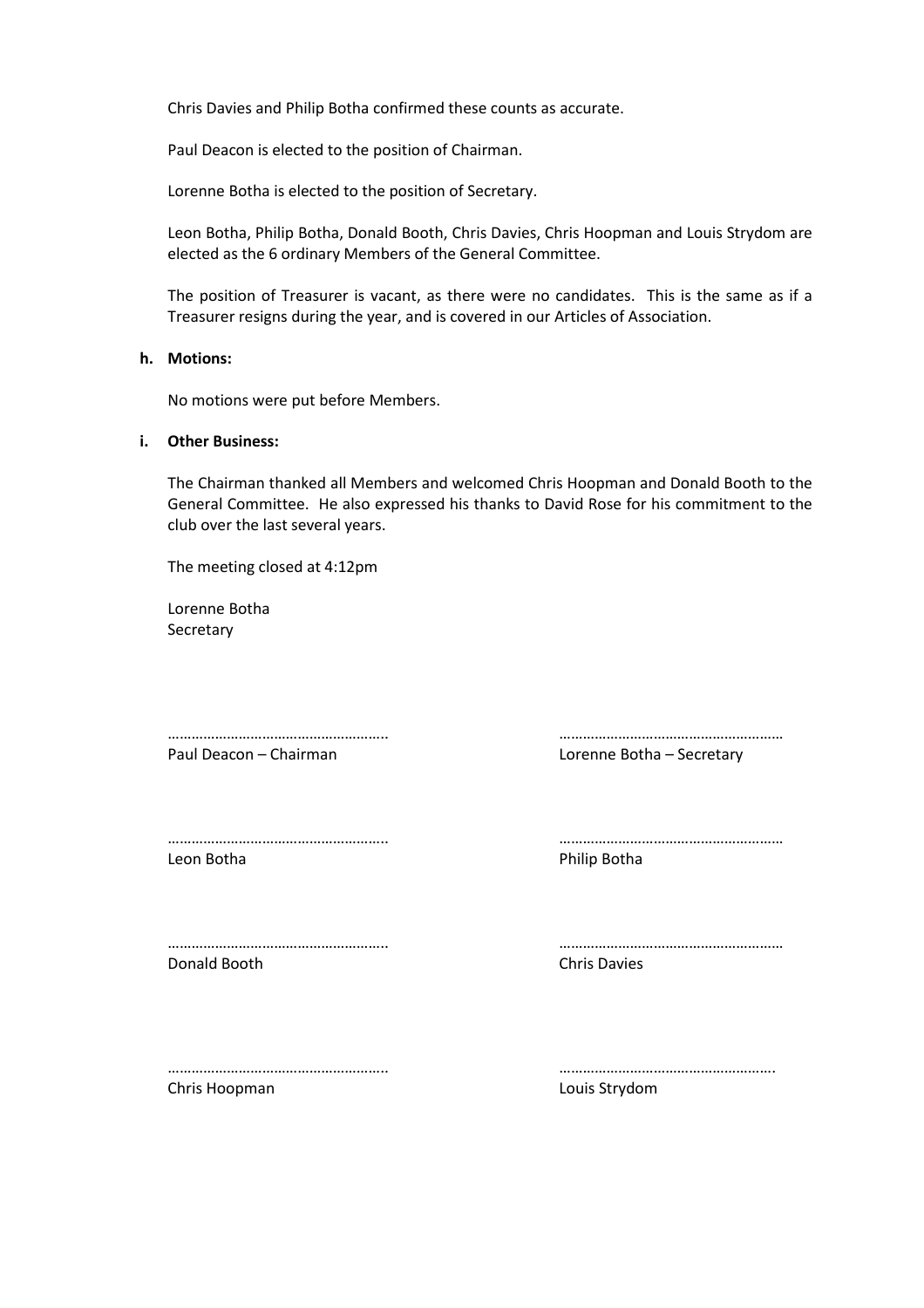Chris Davies and Philip Botha confirmed these counts as accurate.

Paul Deacon is elected to the position of Chairman.

Lorenne Botha is elected to the position of Secretary.

Leon Botha, Philip Botha, Donald Booth, Chris Davies, Chris Hoopman and Louis Strydom are elected as the 6 ordinary Members of the General Committee.

The position of Treasurer is vacant, as there were no candidates. This is the same as if a Treasurer resigns during the year, and is covered in our Articles of Association.

**h. Motions:**

No motions were put before Members.

**i. Other Business:**

The Chairman thanked all Members and welcomed Chris Hoopman and Donald Booth to the General Committee. He also expressed his thanks to David Rose for his commitment to the club over the last several years.

The meeting closed at 4:12pm

Lorenne Botha
Secretary

| | |
|---|---|
| ……………………………………………….. | ……………………………………………… |
| Paul Deacon – Chairman | Lorenne Botha – Secretary |
| ……………………………………………….. | ……………………………………………… |
| Leon Botha | Philip Botha |
| ……………………………………………….. | ……………………………………………… |
| Donald Booth | Chris Davies |
| ……………………………………………….. | ………………………………………………. |
| Chris Hoopman | Louis Strydom |